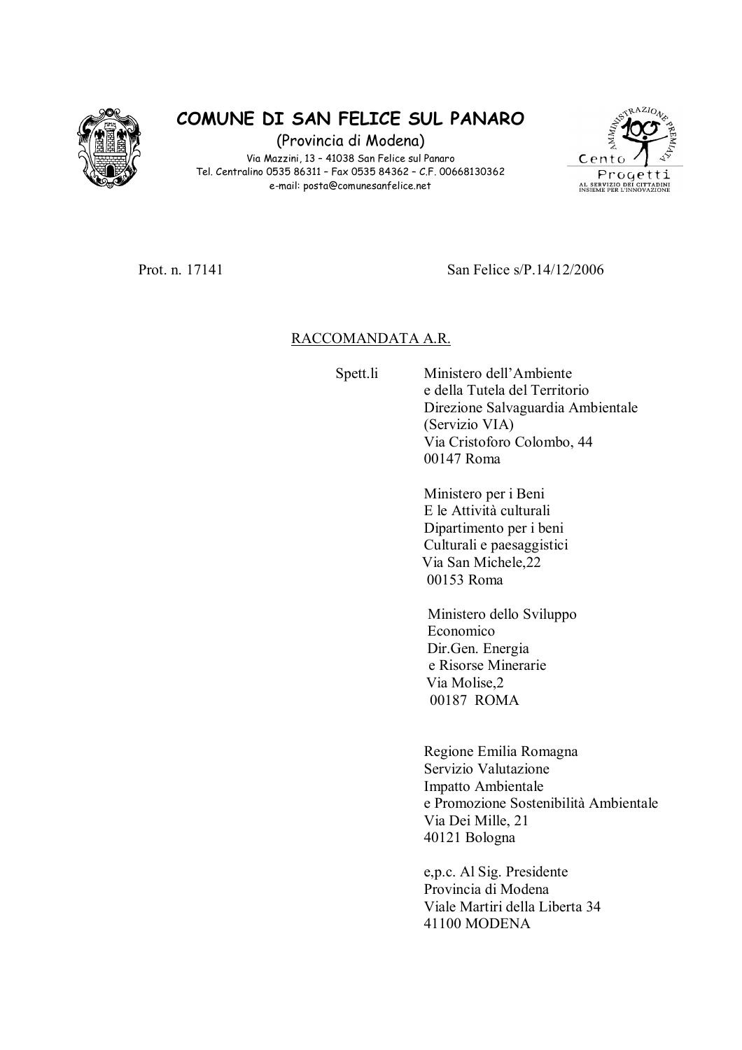# COMUNE DI SAN FELICE SUL PANARO

(Provincia di Modena)

Via Mazzini, 13 – 41038 San Felice sul Panaro
Tel. Centralino 0535 86311 – Fax 0535 84362 – C.F. 00668130362
e-mail: posta@comunesanfelice.net

Cento Progetti
AL SERVIZIO DEI CITTADINI INSIEME PER L'INNOVAZIONE
AMMINISTRAZIONE PREMIATA

Prot. n. 17141 San Felice s/P.14/12/2006

RACCOMANDATA A.R.

Spett.li

Ministero dell'Ambiente
e della Tutela del Territorio
Direzione Salvaguardia Ambientale
(Servizio VIA)
Via Cristoforo Colombo, 44
00147 Roma

Ministero per i Beni
E le Attività culturali
Dipartimento per i beni
Culturali e paesaggistici
Via San Michele,22
00153 Roma

Ministero dello Sviluppo
Economico
Dir.Gen. Energia
e Risorse Minerarie
Via Molise,2
00187 ROMA

Regione Emilia Romagna
Servizio Valutazione
Impatto Ambientale
e Promozione Sostenibilità Ambientale
Via Dei Mille, 21
40121 Bologna

e,p.c. Al Sig. Presidente
Provincia di Modena
Viale Martiri della Liberta 34
41100 MODENA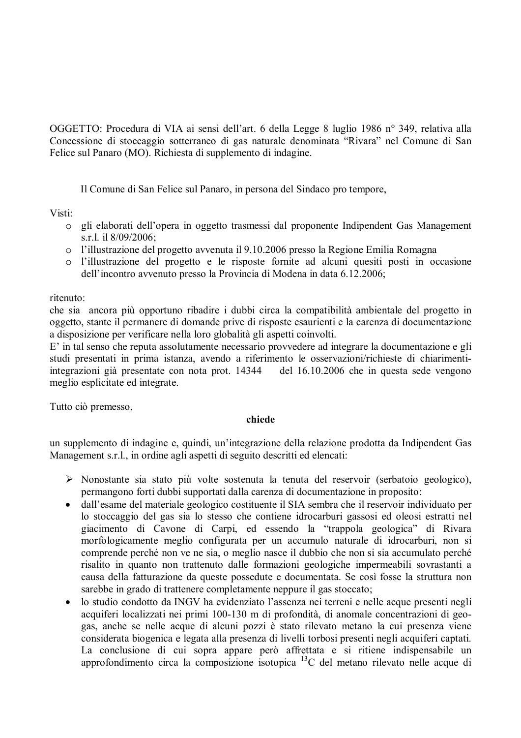OGGETTO: Procedura di VIA ai sensi dell'art. 6 della Legge 8 luglio 1986 n° 349, relativa alla Concessione di stoccaggio sotterraneo di gas naturale denominata "Rivara" nel Comune di San Felice sul Panaro (MO). Richiesta di supplemento di indagine.

Il Comune di San Felice sul Panaro, in persona del Sindaco pro tempore,

Visti:

- gli elaborati dell'opera in oggetto trasmessi dal proponente Indipendent Gas Management s.r.l. il 8/09/2006;
- l'illustrazione del progetto avvenuta il 9.10.2006 presso la Regione Emilia Romagna
- l'illustrazione del progetto e le risposte fornite ad alcuni quesiti posti in occasione dell'incontro avvenuto presso la Provincia di Modena in data 6.12.2006;

ritenuto:
che sia ancora più opportuno ribadire i dubbi circa la compatibilità ambientale del progetto in oggetto, stante il permanere di domande prive di risposte esaurienti e la carenza di documentazione a disposizione per verificare nella loro globalità gli aspetti coinvolti.
E' in tal senso che reputa assolutamente necessario provvedere ad integrare la documentazione e gli studi presentati in prima istanza, avendo a riferimento le osservazioni/richieste di chiarimenti-integrazioni già presentate con nota prot. 14344 del 16.10.2006 che in questa sede vengono meglio esplicitate ed integrate.

Tutto ciò premesso,

**chiede**

un supplemento di indagine e, quindi, un'integrazione della relazione prodotta da Indipendent Gas Management s.r.l., in ordine agli aspetti di seguito descritti ed elencati:

- Nonostante sia stato più volte sostenuta la tenuta del reservoir (serbatoio geologico), permangono forti dubbi supportati dalla carenza di documentazione in proposito:
- dall'esame del materiale geologico costituente il SIA sembra che il reservoir individuato per lo stoccaggio del gas sia lo stesso che contiene idrocarburi gassosi ed oleosi estratti nel giacimento di Cavone di Carpi, ed essendo la "trappola geologica" di Rivara morfologicamente meglio configurata per un accumulo naturale di idrocarburi, non si comprende perché non ve ne sia, o meglio nasce il dubbio che non si sia accumulato perché risalito in quanto non trattenuto dalle formazioni geologiche impermeabili sovrastanti a causa della fatturazione da queste possedute e documentata. Se così fosse la struttura non sarebbe in grado di trattenere completamente neppure il gas stoccato;
- lo studio condotto da INGV ha evidenziato l'assenza nei terreni e nelle acque presenti negli acquiferi localizzati nei primi 100-130 m di profondità, di anomale concentrazioni di geo-gas, anche se nelle acque di alcuni pozzi è stato rilevato metano la cui presenza viene considerata biogenica e legata alla presenza di livelli torbosi presenti negli acquiferi captati. La conclusione di cui sopra appare però affrettata e si ritiene indispensabile un approfondimento circa la composizione isotopica $^{13}C$ del metano rilevato nelle acque di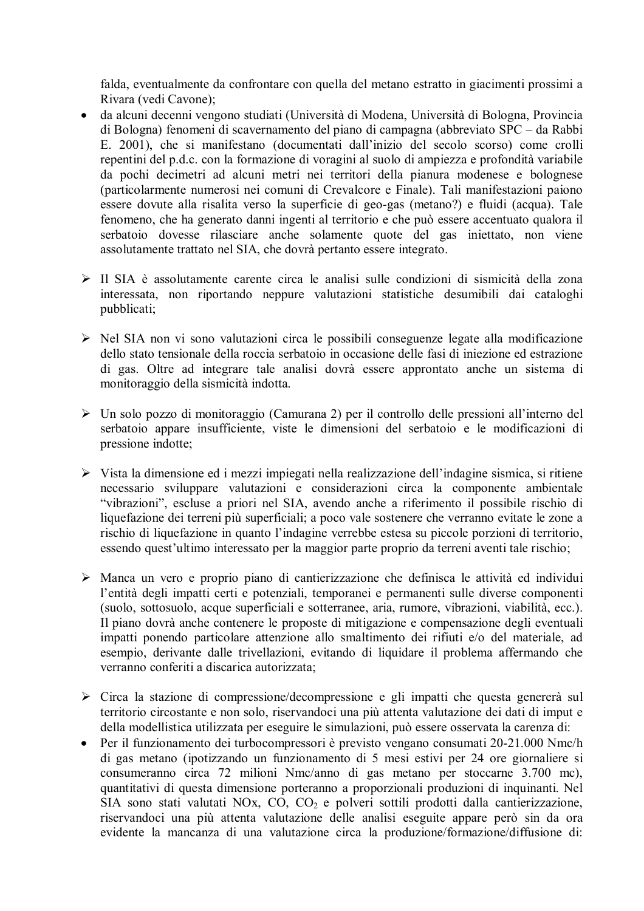falda, eventualmente da confrontare con quella del metano estratto in giacimenti prossimi a Rivara (vedi Cavone);

- da alcuni decenni vengono studiati (Università di Modena, Università di Bologna, Provincia di Bologna) fenomeni di scavernamento del piano di campagna (abbreviato SPC – da Rabbi E. 2001), che si manifestano (documentati dall'inizio del secolo scorso) come crolli repentini del p.d.c. con la formazione di voragini al suolo di ampiezza e profondità variabile da pochi decimetri ad alcuni metri nei territori della pianura modenese e bolognese (particolarmente numerosi nei comuni di Crevalcore e Finale). Tali manifestazioni paiono essere dovute alla risalita verso la superficie di geo-gas (metano?) e fluidi (acqua). Tale fenomeno, che ha generato danni ingenti al territorio e che può essere accentuato qualora il serbatoio dovesse rilasciare anche solamente quote del gas iniettato, non viene assolutamente trattato nel SIA, che dovrà pertanto essere integrato.

- Il SIA è assolutamente carente circa le analisi sulle condizioni di sismicità della zona interessata, non riportando neppure valutazioni statistiche desumibili dai cataloghi pubblicati;

- Nel SIA non vi sono valutazioni circa le possibili conseguenze legate alla modificazione dello stato tensionale della roccia serbatoio in occasione delle fasi di iniezione ed estrazione di gas. Oltre ad integrare tale analisi dovrà essere approntato anche un sistema di monitoraggio della sismicità indotta.

- Un solo pozzo di monitoraggio (Camurana 2) per il controllo delle pressioni all'interno del serbatoio appare insufficiente, viste le dimensioni del serbatoio e le modificazioni di pressione indotte;

- Vista la dimensione ed i mezzi impiegati nella realizzazione dell'indagine sismica, si ritiene necessario sviluppare valutazioni e considerazioni circa la componente ambientale "vibrazioni", escluse a priori nel SIA, avendo anche a riferimento il possibile rischio di liquefazione dei terreni più superficiali; a poco vale sostenere che verranno evitate le zone a rischio di liquefazione in quanto l'indagine verrebbe estesa su piccole porzioni di territorio, essendo quest'ultimo interessato per la maggior parte proprio da terreni aventi tale rischio;

- Manca un vero e proprio piano di cantierizzazione che definisca le attività ed individui l'entità degli impatti certi e potenziali, temporanei e permanenti sulle diverse componenti (suolo, sottosuolo, acque superficiali e sotterranee, aria, rumore, vibrazioni, viabilità, ecc.). Il piano dovrà anche contenere le proposte di mitigazione e compensazione degli eventuali impatti ponendo particolare attenzione allo smaltimento dei rifiuti e/o del materiale, ad esempio, derivante dalle trivellazioni, evitando di liquidare il problema affermando che verranno conferiti a discarica autorizzata;

- Circa la stazione di compressione/decompressione e gli impatti che questa genererà sul territorio circostante e non solo, riservandoci una più attenta valutazione dei dati di imput e della modellistica utilizzata per eseguire le simulazioni, può essere osservata la carenza di:

- Per il funzionamento dei turbocompressori è previsto vengano consumati 20-21.000 Nmc/h di gas metano (ipotizzando un funzionamento di 5 mesi estivi per 24 ore giornaliere si consumeranno circa 72 milioni Nmc/anno di gas metano per stoccarne 3.700 mc), quantitativi di questa dimensione porteranno a proporzionali produzioni di inquinanti. Nel SIA sono stati valutati NOx, CO, $CO_2$ e polveri sottili prodotti dalla cantierizzazione, riservandoci una più attenta valutazione delle analisi eseguite appare però sin da ora evidente la mancanza di una valutazione circa la produzione/formazione/diffusione di: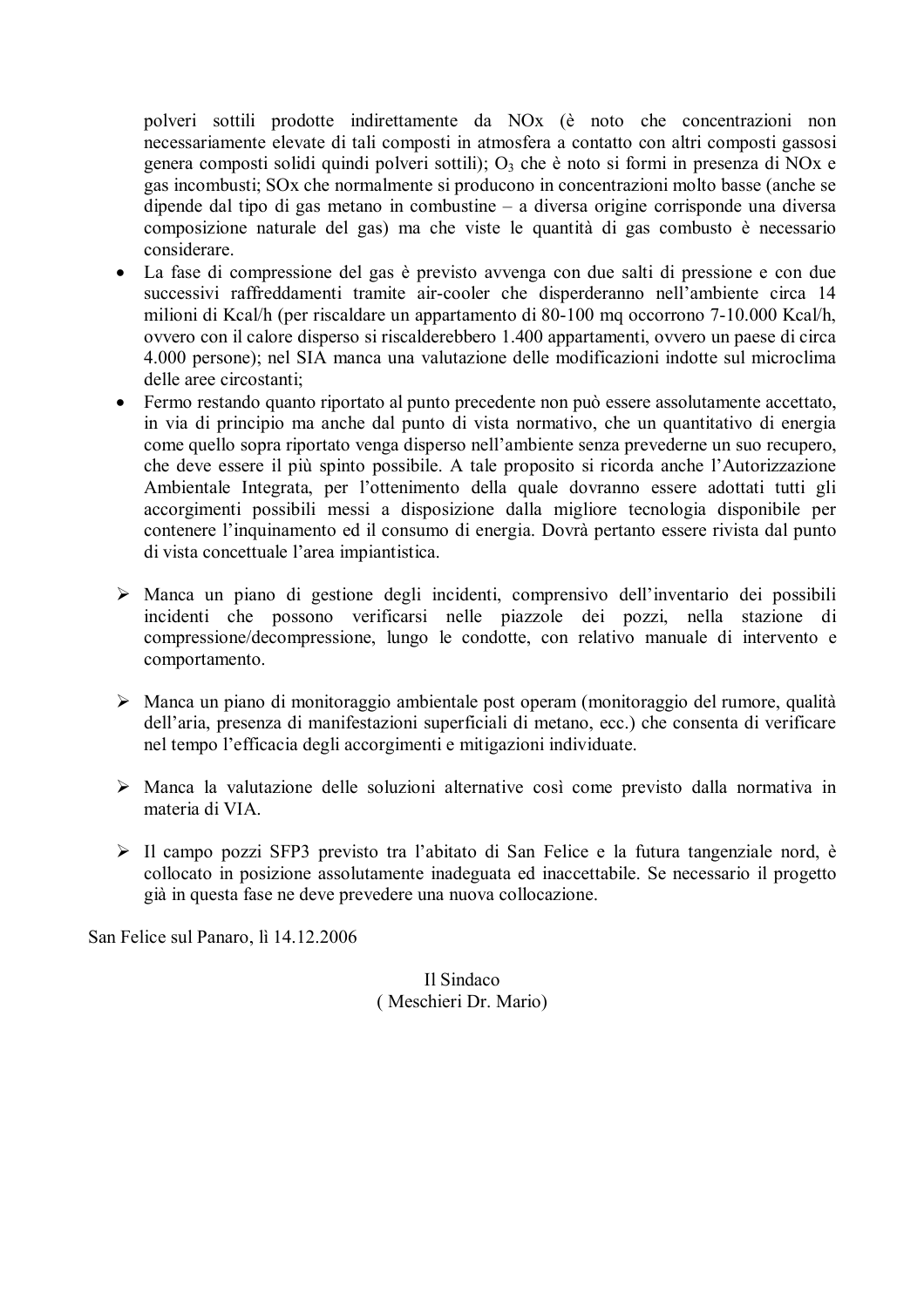polveri sottili prodotte indirettamente da NOx (è noto che concentrazioni non necessariamente elevate di tali composti in atmosfera a contatto con altri composti gassosi genera composti solidi quindi polveri sottili); $O_3$ che è noto si formi in presenza di NOx e gas incombusti; SOx che normalmente si producono in concentrazioni molto basse (anche se dipende dal tipo di gas metano in combustine – a diversa origine corrisponde una diversa composizione naturale del gas) ma che viste le quantità di gas combusto è necessario considerare.

- La fase di compressione del gas è previsto avvenga con due salti di pressione e con due successivi raffreddamenti tramite air-cooler che disperderanno nell'ambiente circa 14 milioni di Kcal/h (per riscaldare un appartamento di 80-100 mq occorrono 7-10.000 Kcal/h, ovvero con il calore disperso si riscalderebbero 1.400 appartamenti, ovvero un paese di circa 4.000 persone); nel SIA manca una valutazione delle modificazioni indotte sul microclima delle aree circostanti;
- Fermo restando quanto riportato al punto precedente non può essere assolutamente accettato, in via di principio ma anche dal punto di vista normativo, che un quantitativo di energia come quello sopra riportato venga disperso nell'ambiente senza prevederne un suo recupero, che deve essere il più spinto possibile. A tale proposito si ricorda anche l'Autorizzazione Ambientale Integrata, per l'ottenimento della quale dovranno essere adottati tutti gli accorgimenti possibili messi a disposizione dalla migliore tecnologia disponibile per contenere l'inquinamento ed il consumo di energia. Dovrà pertanto essere rivista dal punto di vista concettuale l'area impiantistica.

- Manca un piano di gestione degli incidenti, comprensivo dell'inventario dei possibili incidenti che possono verificarsi nelle piazzole dei pozzi, nella stazione di compressione/decompressione, lungo le condotte, con relativo manuale di intervento e comportamento.

- Manca un piano di monitoraggio ambientale post operam (monitoraggio del rumore, qualità dell'aria, presenza di manifestazioni superficiali di metano, ecc.) che consenta di verificare nel tempo l'efficacia degli accorgimenti e mitigazioni individuate.

- Manca la valutazione delle soluzioni alternative così come previsto dalla normativa in materia di VIA.

- Il campo pozzi SFP3 previsto tra l'abitato di San Felice e la futura tangenziale nord, è collocato in posizione assolutamente inadeguata ed inaccettabile. Se necessario il progetto già in questa fase ne deve prevedere una nuova collocazione.

San Felice sul Panaro, lì 14.12.2006

Il Sindaco
( Meschieri Dr. Mario)